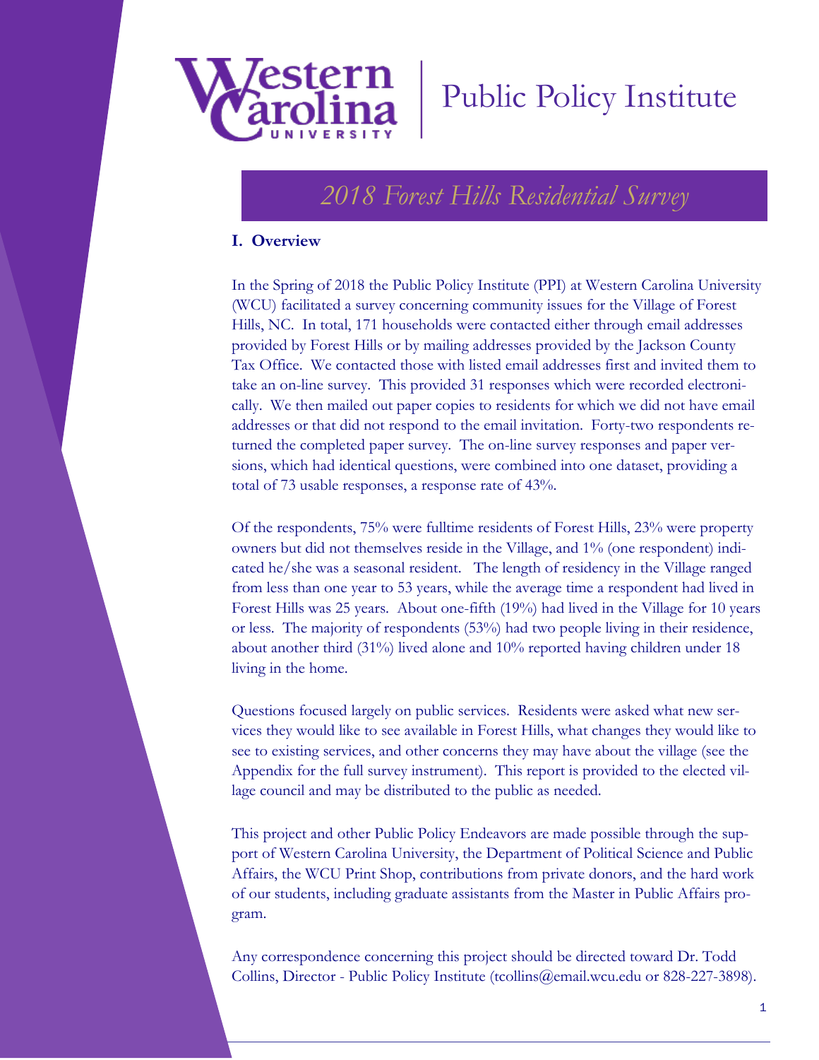Western Carolina University | Public Policy Institute

# 2018 Forest Hills Residential Survey

## I. Overview

In the Spring of 2018 the Public Policy Institute (PPI) at Western Carolina University (WCU) facilitated a survey concerning community issues for the Village of Forest Hills, NC. In total, 171 households were contacted either through email addresses provided by Forest Hills or by mailing addresses provided by the Jackson County Tax Office. We contacted those with listed email addresses first and invited them to take an on-line survey. This provided 31 responses which were recorded electronically. We then mailed out paper copies to residents for which we did not have email addresses or that did not respond to the email invitation. Forty-two respondents returned the completed paper survey. The on-line survey responses and paper versions, which had identical questions, were combined into one dataset, providing a total of 73 usable responses, a response rate of 43%.

Of the respondents, 75% were fulltime residents of Forest Hills, 23% were property owners but did not themselves reside in the Village, and 1% (one respondent) indicated he/she was a seasonal resident. The length of residency in the Village ranged from less than one year to 53 years, while the average time a respondent had lived in Forest Hills was 25 years. About one-fifth (19%) had lived in the Village for 10 years or less. The majority of respondents (53%) had two people living in their residence, about another third (31%) lived alone and 10% reported having children under 18 living in the home.

Questions focused largely on public services. Residents were asked what new services they would like to see available in Forest Hills, what changes they would like to see to existing services, and other concerns they may have about the village (see the Appendix for the full survey instrument). This report is provided to the elected village council and may be distributed to the public as needed.

This project and other Public Policy Endeavors are made possible through the support of Western Carolina University, the Department of Political Science and Public Affairs, the WCU Print Shop, contributions from private donors, and the hard work of our students, including graduate assistants from the Master in Public Affairs program.

Any correspondence concerning this project should be directed toward Dr. Todd Collins, Director - Public Policy Institute (tcollins@email.wcu.edu or 828-227-3898).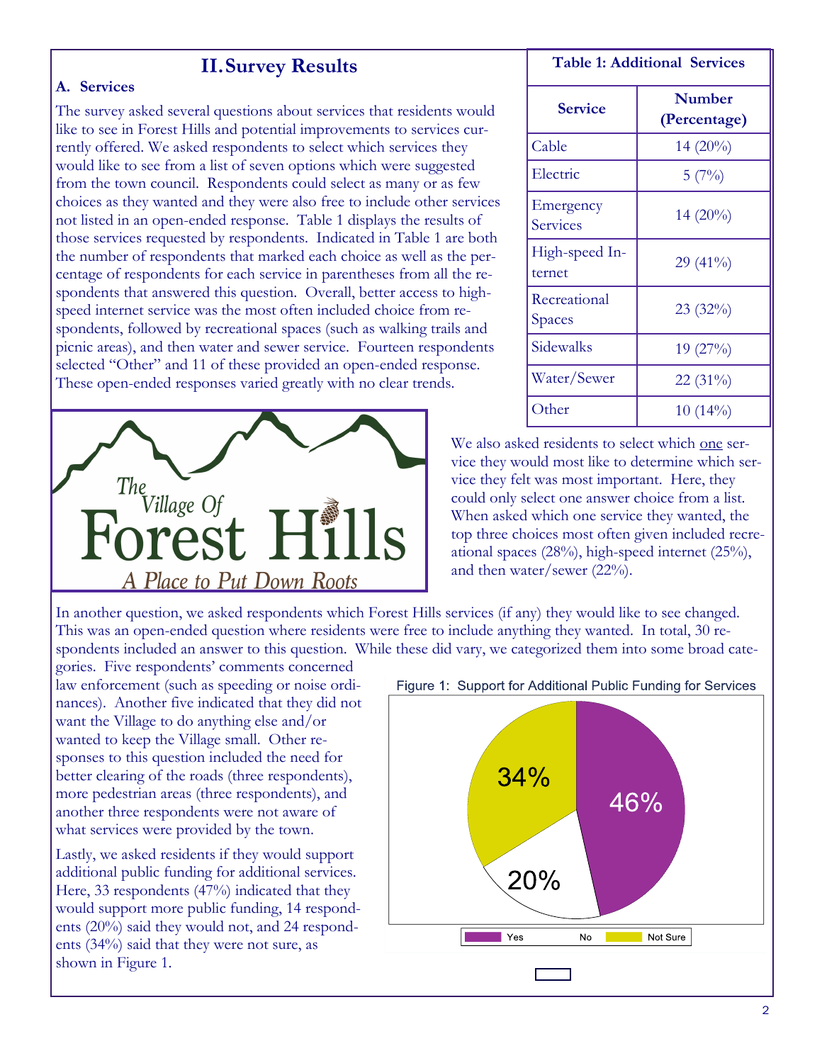# II. Survey Results

## A. Services

The survey asked several questions about services that residents would like to see in Forest Hills and potential improvements to services currently offered. We asked respondents to select which services they would like to see from a list of seven options which were suggested from the town council. Respondents could select as many or as few choices as they wanted and they were also free to include other services not listed in an open-ended response. Table 1 displays the results of those services requested by respondents. Indicated in Table 1 are both the number of respondents that marked each choice as well as the percentage of respondents for each service in parentheses from all the respondents that answered this question. Overall, better access to high-speed internet service was the most often included choice from respondents, followed by recreational spaces (such as walking trails and picnic areas), and then water and sewer service. Fourteen respondents selected "Other" and 11 of these provided an open-ended response. These open-ended responses varied greatly with no clear trends.

**Table 1: Additional Services**

| Service | Number (Percentage) |
| --- | --- |
| Cable | 14 (20%) |
| Electric | 5 (7%) |
| Emergency Services | 14 (20%) |
| High-speed Internet | 29 (41%) |
| Recreational Spaces | 23 (32%) |
| Sidewalks | 19 (27%) |
| Water/Sewer | 22 (31%) |
| Other | 10 (14%) |

The Village Of Forest Hills
*A Place to Put Down Roots*

We also asked residents to select which one service they would most like to determine which service they felt was most important. Here, they could only select one answer choice from a list. When asked which one service they wanted, the top three choices most often given included recreational spaces (28%), high-speed internet (25%), and then water/sewer (22%).

In another question, we asked respondents which Forest Hills services (if any) they would like to see changed. This was an open-ended question where residents were free to include anything they wanted. In total, 30 respondents included an answer to this question. While these did vary, we categorized them into some broad categories. Five respondents' comments concerned law enforcement (such as speeding or noise ordinances). Another five indicated that they did not want the Village to do anything else and/or wanted to keep the Village small. Other responses to this question included the need for better clearing of the roads (three respondents), more pedestrian areas (three respondents), and another three respondents were not aware of what services were provided by the town.

Lastly, we asked residents if they would support additional public funding for additional services. Here, 33 respondents (47%) indicated that they would support more public funding, 14 respondents (20%) said they would not, and 24 respondents (34%) said that they were not sure, as shown in Figure 1.

Figure 1: Support for Additional Public Funding for Services

| Response | Percentage |
| --- | --- |
| Yes | 46% |
| No | 20% |
| Not Sure | 34% |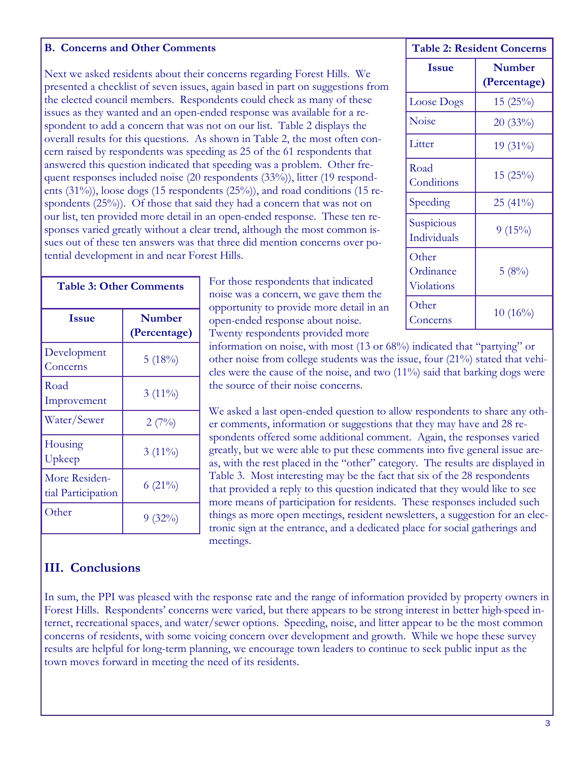### B. Concerns and Other Comments

Next we asked residents about their concerns regarding Forest Hills. We presented a checklist of seven issues, again based in part on suggestions from the elected council members. Respondents could check as many of these issues as they wanted and an open-ended response was available for a respondent to add a concern that was not on our list. Table 2 displays the overall results for this questions. As shown in Table 2, the most often concern raised by respondents was speeding as 25 of the 61 respondents that answered this question indicated that speeding was a problem. Other frequent responses included noise (20 respondents (33%)), litter (19 respondents (31%)), loose dogs (15 respondents (25%)), and road conditions (15 respondents (25%)). Of those that said they had a concern that was not on our list, ten provided more detail in an open-ended response. These ten responses varied greatly without a clear trend, although the most common issues out of these ten answers was that three did mention concerns over potential development in and near Forest Hills.

**Table 2: Resident Concerns**

| Issue | Number (Percentage) |
|---|---|
| Loose Dogs | 15 (25%) |
| Noise | 20 (33%) |
| Litter | 19 (31%) |
| Road Conditions | 15 (25%) |
| Speeding | 25 (41%) |
| Suspicious Individuals | 9 (15%) |
| Other Ordinance Violations | 5 (8%) |
| Other Concerns | 10 (16%) |

For those respondents that indicated noise was a concern, we gave them the opportunity to provide more detail in an open-ended response about noise. Twenty respondents provided more information on noise, with most (13 or 68%) indicated that "partying" or other noise from college students was the issue, four (21%) stated that vehicles were the cause of the noise, and two (11%) said that barking dogs were the source of their noise concerns.

We asked a last open-ended question to allow respondents to share any other comments, information or suggestions that they may have and 28 respondents offered some additional comment. Again, the responses varied greatly, but we were able to put these comments into five general issue areas, with the rest placed in the "other" category. The results are displayed in Table 3. Most interesting may be the fact that six of the 28 respondents that provided a reply to this question indicated that they would like to see more means of participation for residents. These responses included such things as more open meetings, resident newsletters, a suggestion for an electronic sign at the entrance, and a dedicated place for social gatherings and meetings.

**Table 3: Other Comments**

| Issue | Number (Percentage) |
|---|---|
| Development Concerns | 5 (18%) |
| Road Improvement | 3 (11%) |
| Water/Sewer | 2 (7%) |
| Housing Upkeep | 3 (11%) |
| More Residential Participation | 6 (21%) |
| Other | 9 (32%) |

## III. Conclusions

In sum, the PPI was pleased with the response rate and the range of information provided by property owners in Forest Hills. Respondents' concerns were varied, but there appears to be strong interest in better high-speed internet, recreational spaces, and water/sewer options. Speeding, noise, and litter appear to be the most common concerns of residents, with some voicing concern over development and growth. While we hope these survey results are helpful for long-term planning, we encourage town leaders to continue to seek public input as the town moves forward in meeting the need of its residents.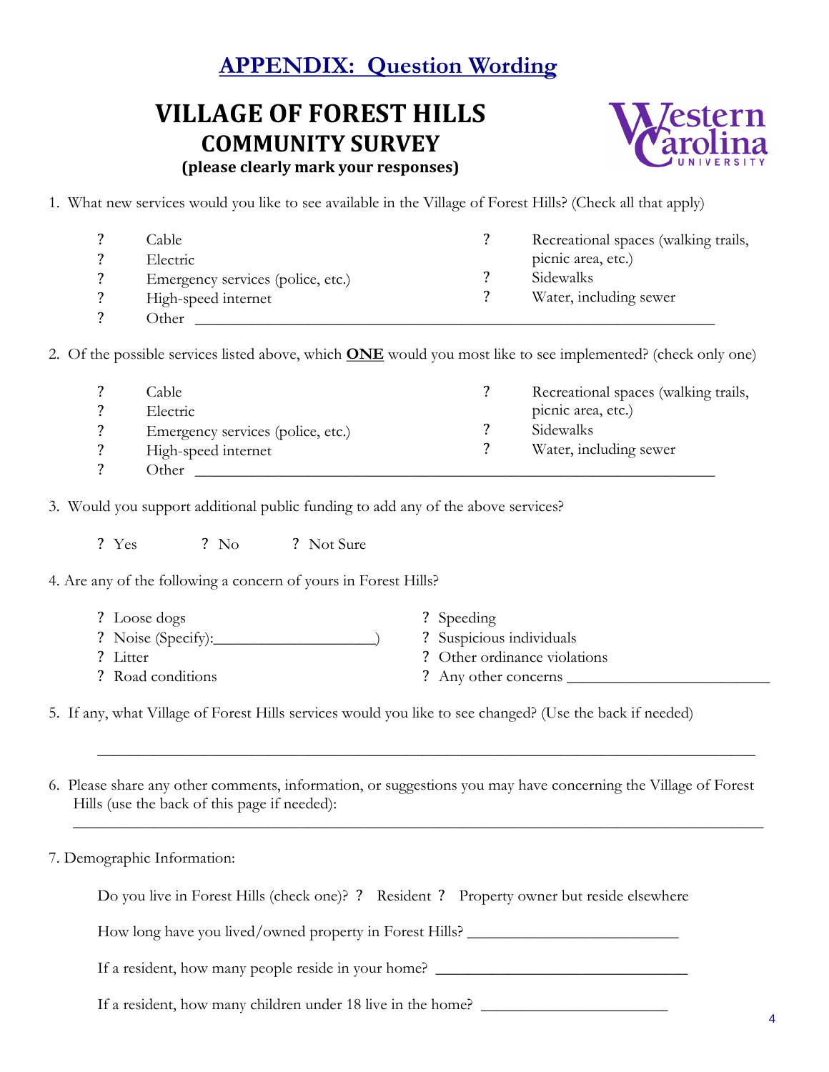## APPENDIX: Question Wording

# VILLAGE OF FOREST HILLS
## COMMUNITY SURVEY
**(please clearly mark your responses)**

1. What new services would you like to see available in the Village of Forest Hills? (Check all that apply)

   ? Cable
   ? Electric
   ? Emergency services (police, etc.)
   ? High-speed internet
   ? Recreational spaces (walking trails, picnic area, etc.)
   ? Sidewalks
   ? Water, including sewer
   ? Other ____________________________________________

2. Of the possible services listed above, which **ONE** would you most like to see implemented? (check only one)

   ? Cable
   ? Electric
   ? Emergency services (police, etc.)
   ? High-speed internet
   ? Recreational spaces (walking trails, picnic area, etc.)
   ? Sidewalks
   ? Water, including sewer
   ? Other ____________________________________________

3. Would you support additional public funding to add any of the above services?

   ? Yes ? No ? Not Sure

4. Are any of the following a concern of yours in Forest Hills?

   ? Loose dogs
   ? Noise (Specify):____________________)
   ? Litter
   ? Road conditions
   ? Speeding
   ? Suspicious individuals
   ? Other ordinance violations
   ? Any other concerns ________________________

5. If any, what Village of Forest Hills services would you like to see changed? (Use the back if needed)

   ____________________________________________________________________________

6. Please share any other comments, information, or suggestions you may have concerning the Village of Forest Hills (use the back of this page if needed):

   ____________________________________________________________________________

7. Demographic Information:

   Do you live in Forest Hills (check one)? ? Resident ? Property owner but reside elsewhere

   How long have you lived/owned property in Forest Hills? __________________________

   If a resident, how many people reside in your home? _______________________________

   If a resident, how many children under 18 live in the home? _______________________